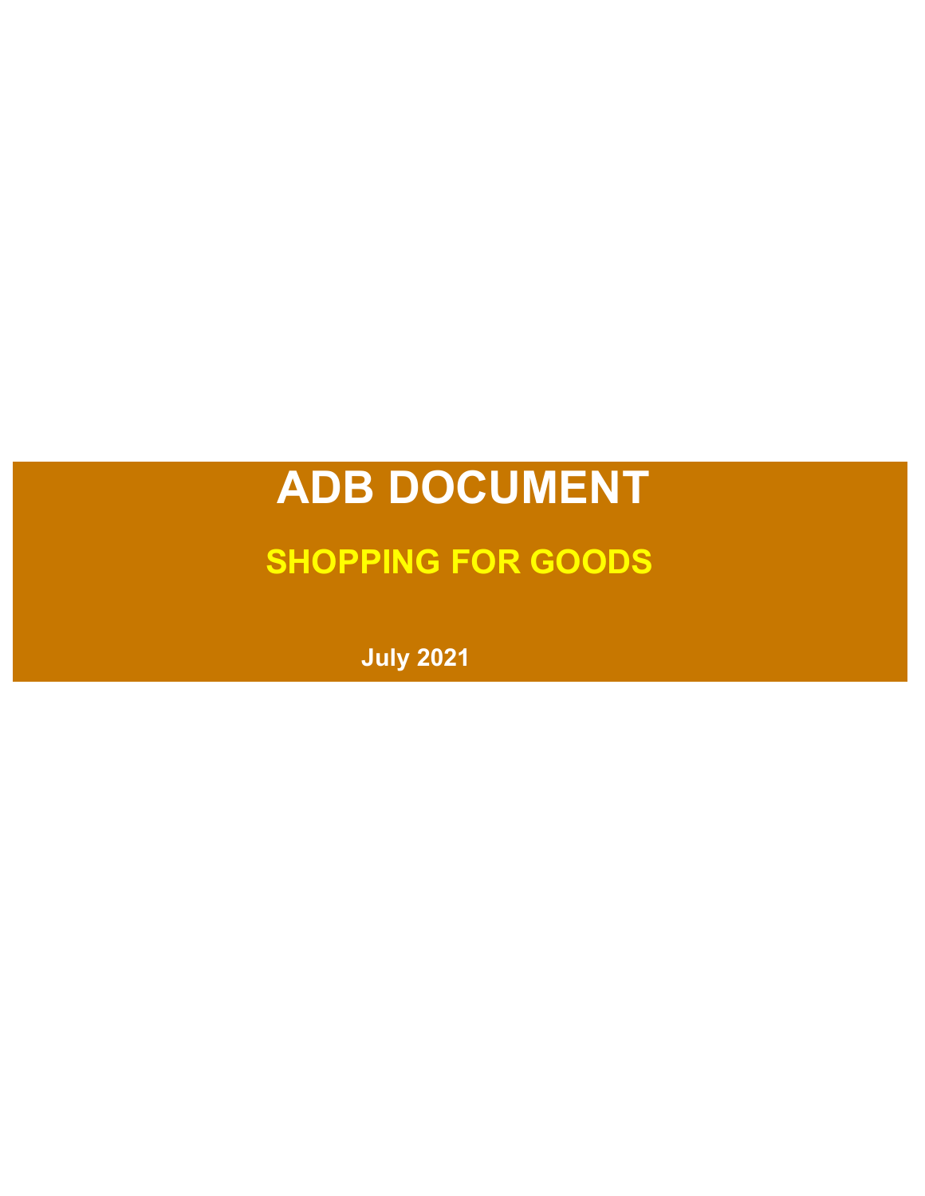# ADB DOCUMENT

## SHOPPING FOR GOODS

**July 2021**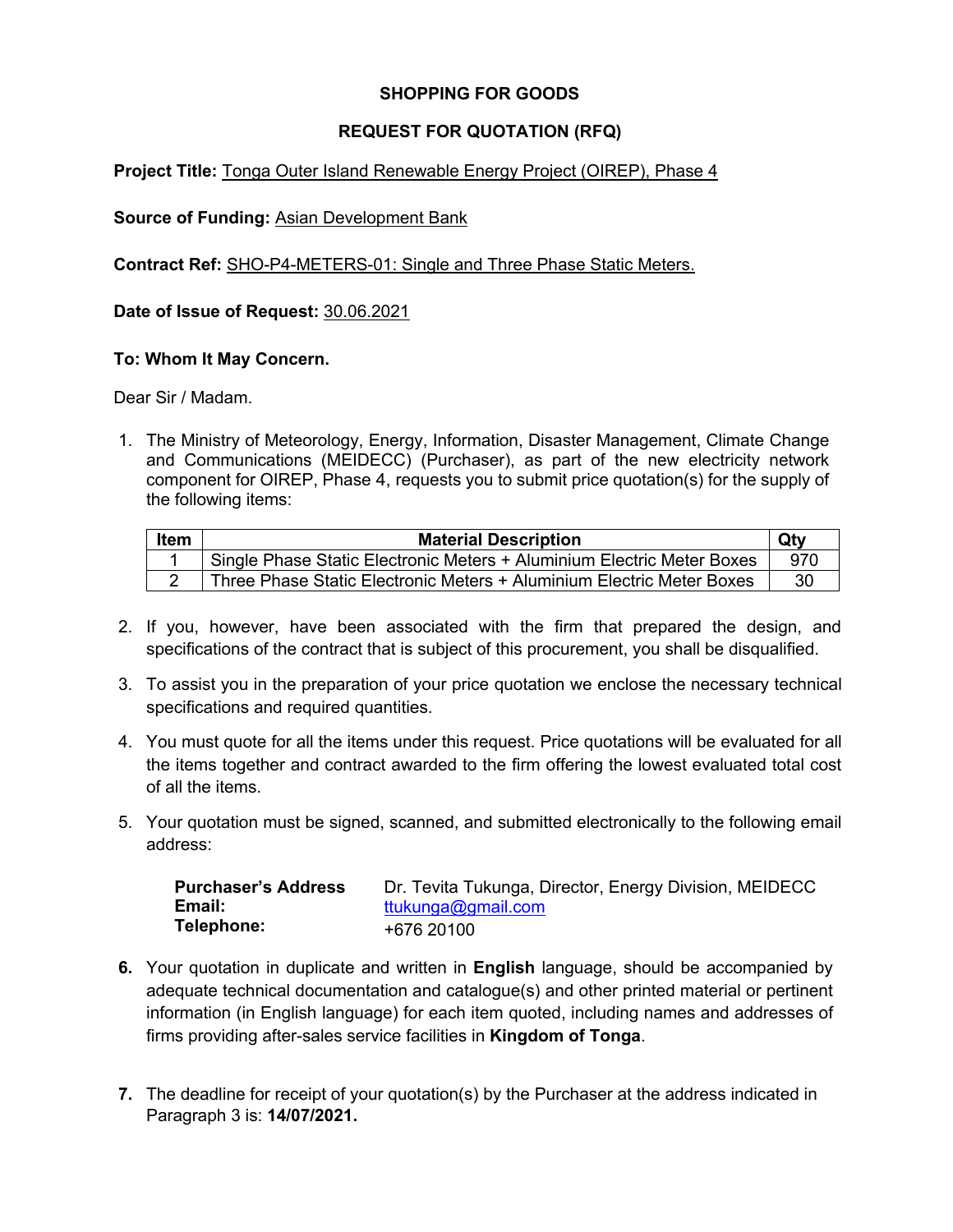**SHOPPING FOR GOODS**

**REQUEST FOR QUOTATION (RFQ)**

**Project Title:** Tonga Outer Island Renewable Energy Project (OIREP), Phase 4

**Source of Funding:** Asian Development Bank

**Contract Ref:** SHO-P4-METERS-01: Single and Three Phase Static Meters.

**Date of Issue of Request:** 30.06.2021

**To: Whom It May Concern.**

Dear Sir / Madam.

1. The Ministry of Meteorology, Energy, Information, Disaster Management, Climate Change and Communications (MEIDECC) (Purchaser), as part of the new electricity network component for OIREP, Phase 4, requests you to submit price quotation(s) for the supply of the following items:

| Item | Material Description | Qty |
|---|---|---|
| 1 | Single Phase Static Electronic Meters + Aluminium Electric Meter Boxes | 970 |
| 2 | Three Phase Static Electronic Meters + Aluminium Electric Meter Boxes | 30 |

2. If you, however, have been associated with the firm that prepared the design, and specifications of the contract that is subject of this procurement, you shall be disqualified.

3. To assist you in the preparation of your price quotation we enclose the necessary technical specifications and required quantities.

4. You must quote for all the items under this request. Price quotations will be evaluated for all the items together and contract awarded to the firm offering the lowest evaluated total cost of all the items.

5. Your quotation must be signed, scanned, and submitted electronically to the following email address:

   | | |
   |---|---|
   | **Purchaser's Address** | Dr. Tevita Tukunga, Director, Energy Division, MEIDECC |
   | **Email:** | ttukunga@gmail.com |
   | **Telephone:** | +676 20100 |

6. Your quotation in duplicate and written in **English** language, should be accompanied by adequate technical documentation and catalogue(s) and other printed material or pertinent information (in English language) for each item quoted, including names and addresses of firms providing after-sales service facilities in **Kingdom of Tonga**.

7. The deadline for receipt of your quotation(s) by the Purchaser at the address indicated in Paragraph 3 is: **14/07/2021.**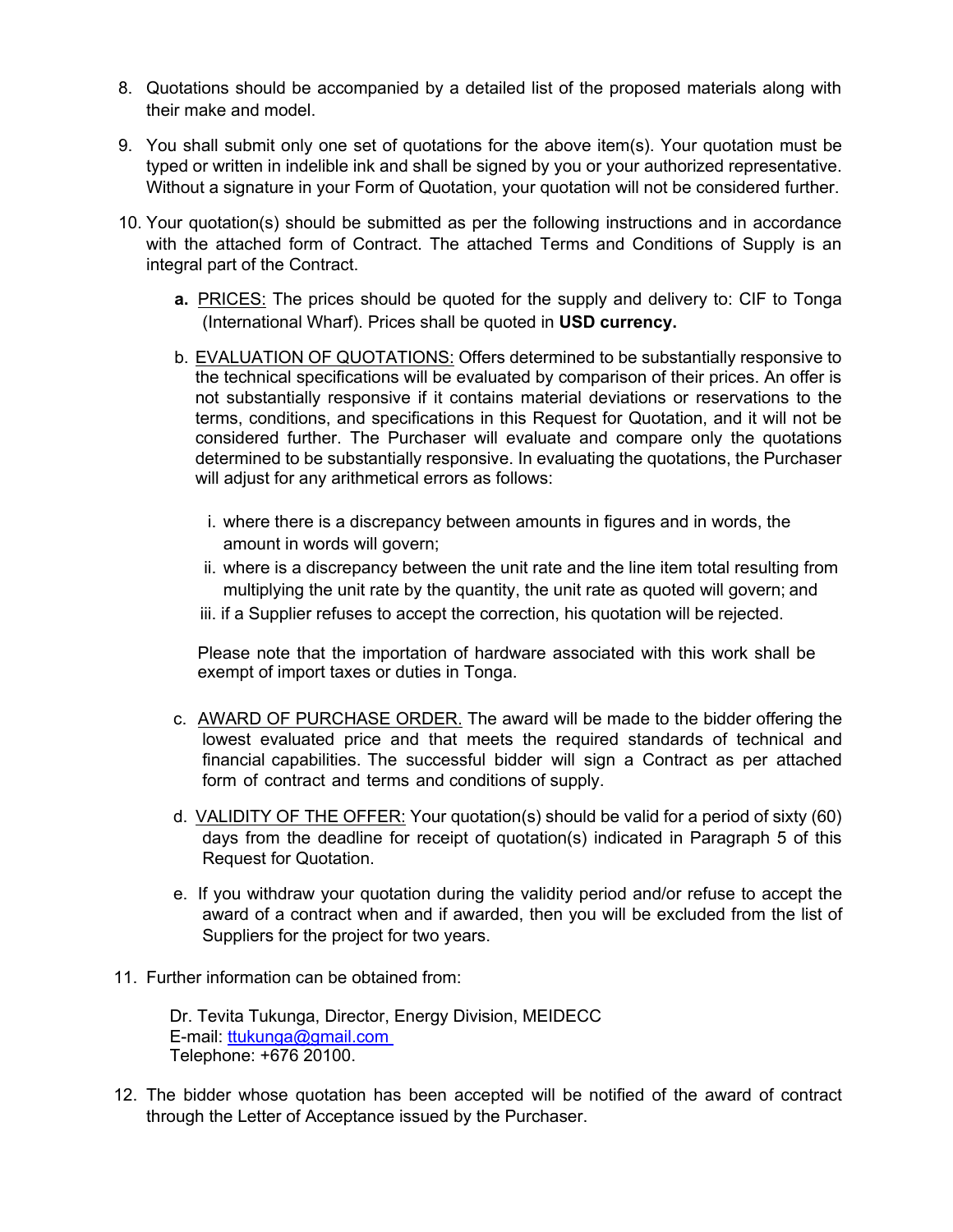8. Quotations should be accompanied by a detailed list of the proposed materials along with their make and model.

9. You shall submit only one set of quotations for the above item(s). Your quotation must be typed or written in indelible ink and shall be signed by you or your authorized representative. Without a signature in your Form of Quotation, your quotation will not be considered further.

10. Your quotation(s) should be submitted as per the following instructions and in accordance with the attached form of Contract. The attached Terms and Conditions of Supply is an integral part of the Contract.

    **a.** PRICES: The prices should be quoted for the supply and delivery to: CIF to Tonga (International Wharf). Prices shall be quoted in **USD currency.**

    b. EVALUATION OF QUOTATIONS: Offers determined to be substantially responsive to the technical specifications will be evaluated by comparison of their prices. An offer is not substantially responsive if it contains material deviations or reservations to the terms, conditions, and specifications in this Request for Quotation, and it will not be considered further. The Purchaser will evaluate and compare only the quotations determined to be substantially responsive. In evaluating the quotations, the Purchaser will adjust for any arithmetical errors as follows:

       i. where there is a discrepancy between amounts in figures and in words, the amount in words will govern;
       ii. where is a discrepancy between the unit rate and the line item total resulting from multiplying the unit rate by the quantity, the unit rate as quoted will govern; and
       iii. if a Supplier refuses to accept the correction, his quotation will be rejected.

       Please note that the importation of hardware associated with this work shall be exempt of import taxes or duties in Tonga.

    c. AWARD OF PURCHASE ORDER. The award will be made to the bidder offering the lowest evaluated price and that meets the required standards of technical and financial capabilities. The successful bidder will sign a Contract as per attached form of contract and terms and conditions of supply.

    d. VALIDITY OF THE OFFER: Your quotation(s) should be valid for a period of sixty (60) days from the deadline for receipt of quotation(s) indicated in Paragraph 5 of this Request for Quotation.

    e. If you withdraw your quotation during the validity period and/or refuse to accept the award of a contract when and if awarded, then you will be excluded from the list of Suppliers for the project for two years.

11. Further information can be obtained from:

    Dr. Tevita Tukunga, Director, Energy Division, MEIDECC
    E-mail: ttukunga@gmail.com
    Telephone: +676 20100.

12. The bidder whose quotation has been accepted will be notified of the award of contract through the Letter of Acceptance issued by the Purchaser.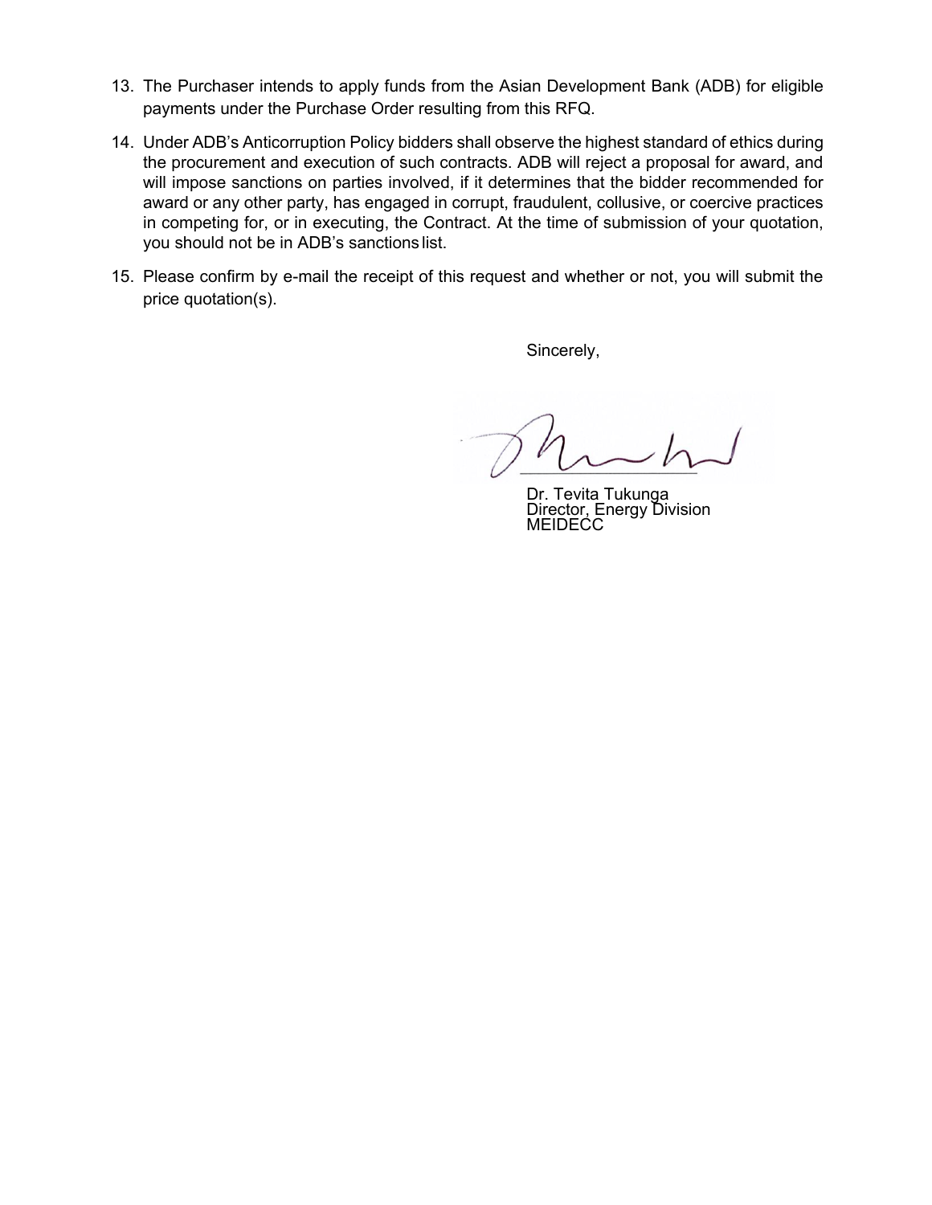13. The Purchaser intends to apply funds from the Asian Development Bank (ADB) for eligible payments under the Purchase Order resulting from this RFQ.

14. Under ADB's Anticorruption Policy bidders shall observe the highest standard of ethics during the procurement and execution of such contracts. ADB will reject a proposal for award, and will impose sanctions on parties involved, if it determines that the bidder recommended for award or any other party, has engaged in corrupt, fraudulent, collusive, or coercive practices in competing for, or in executing, the Contract. At the time of submission of your quotation, you should not be in ADB's sanctions list.

15. Please confirm by e-mail the receipt of this request and whether or not, you will submit the price quotation(s).

Sincerely,

Dr. Tevita Tukunga
Director, Energy Division
MEIDECC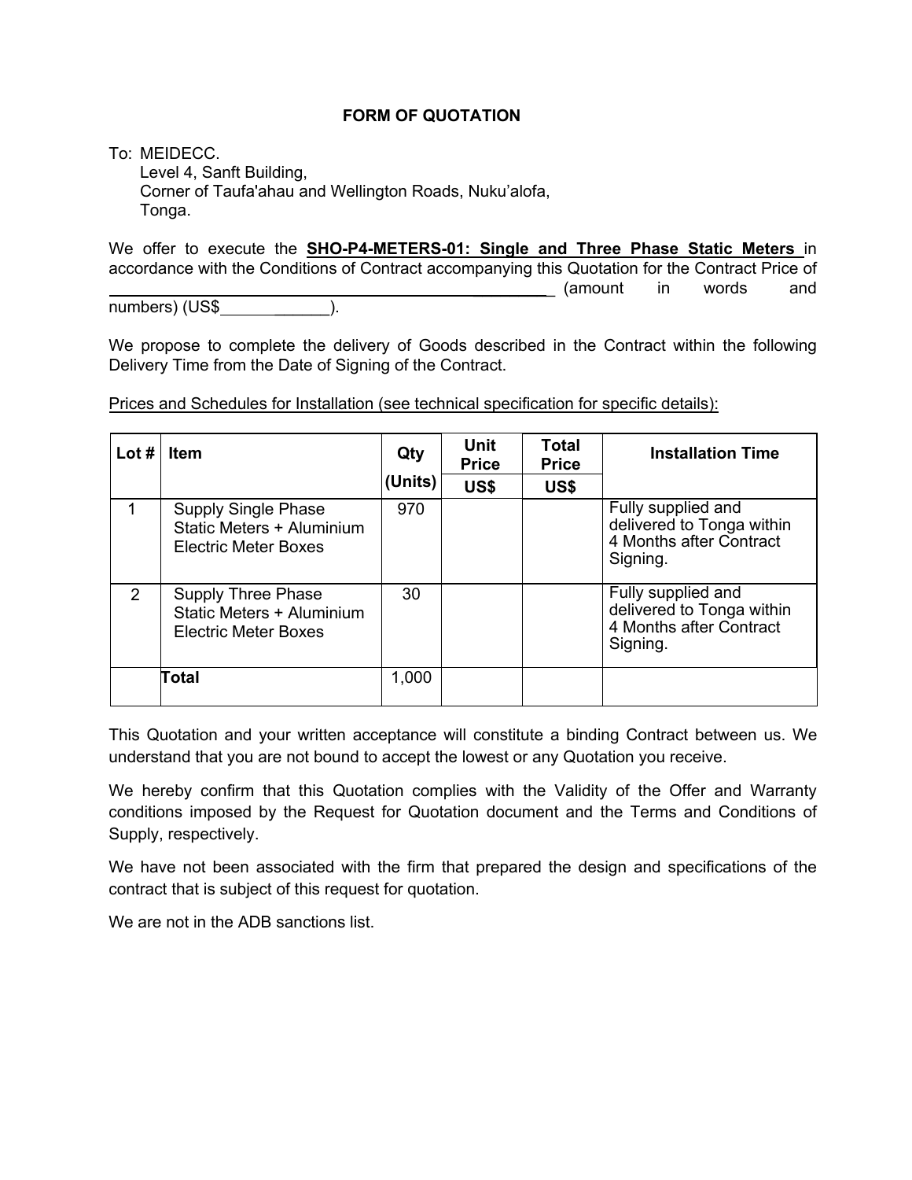# FORM OF QUOTATION

To: MEIDECC.
Level 4, Sanft Building,
Corner of Taufa'ahau and Wellington Roads, Nuku'alofa,
Tonga.

We offer to execute the **<u>SHO-P4-METERS-01: Single and Three Phase Static Meters</u>** in accordance with the Conditions of Contract accompanying this Quotation for the Contract Price of \_\_\_\_\_\_\_\_\_\_\_\_\_\_\_\_\_\_\_\_\_\_\_\_\_\_\_\_\_\_\_\_\_\_\_\_\_\_\_\_\_\_\_\_\_\_\_\_\_\_ (amount in words and numbers) (US$\_\_\_\_\_\_\_\_\_\_\_\_\_).

We propose to complete the delivery of Goods described in the Contract within the following Delivery Time from the Date of Signing of the Contract.

<u>Prices and Schedules for Installation (see technical specification for specific details):</u>

| Lot # | Item | Qty (Units) | Unit Price US$ | Total Price US$ | Installation Time |
|---|---|---|---|---|---|
| 1 | Supply Single Phase Static Meters + Aluminium Electric Meter Boxes | 970 | | | Fully supplied and delivered to Tonga within 4 Months after Contract Signing. |
| 2 | Supply Three Phase Static Meters + Aluminium Electric Meter Boxes | 30 | | | Fully supplied and delivered to Tonga within 4 Months after Contract Signing. |
| | **Total** | 1,000 | | | |

This Quotation and your written acceptance will constitute a binding Contract between us. We understand that you are not bound to accept the lowest or any Quotation you receive.

We hereby confirm that this Quotation complies with the Validity of the Offer and Warranty conditions imposed by the Request for Quotation document and the Terms and Conditions of Supply, respectively.

We have not been associated with the firm that prepared the design and specifications of the contract that is subject of this request for quotation.

We are not in the ADB sanctions list.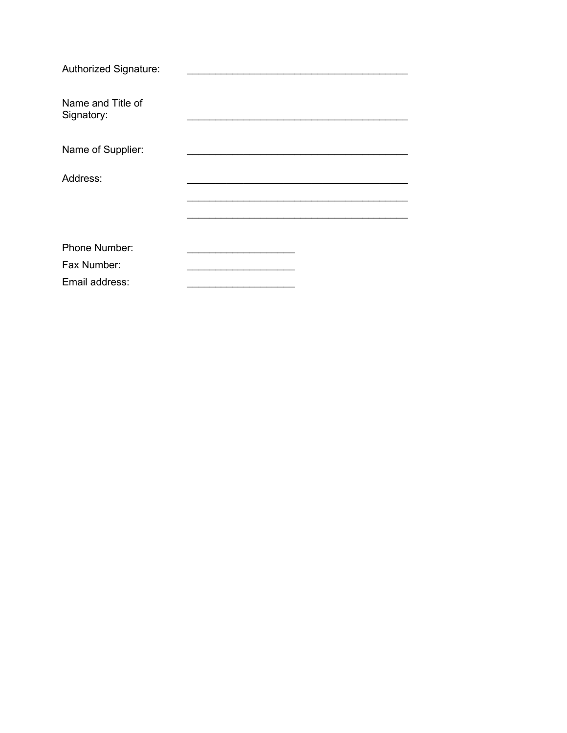Authorized Signature: ________________________________________

Name and Title of Signatory: ________________________________________

Name of Supplier: ________________________________________

Address: ________________________________________

________________________________________

________________________________________

Phone Number: ____________________

Fax Number: ____________________

Email address: ____________________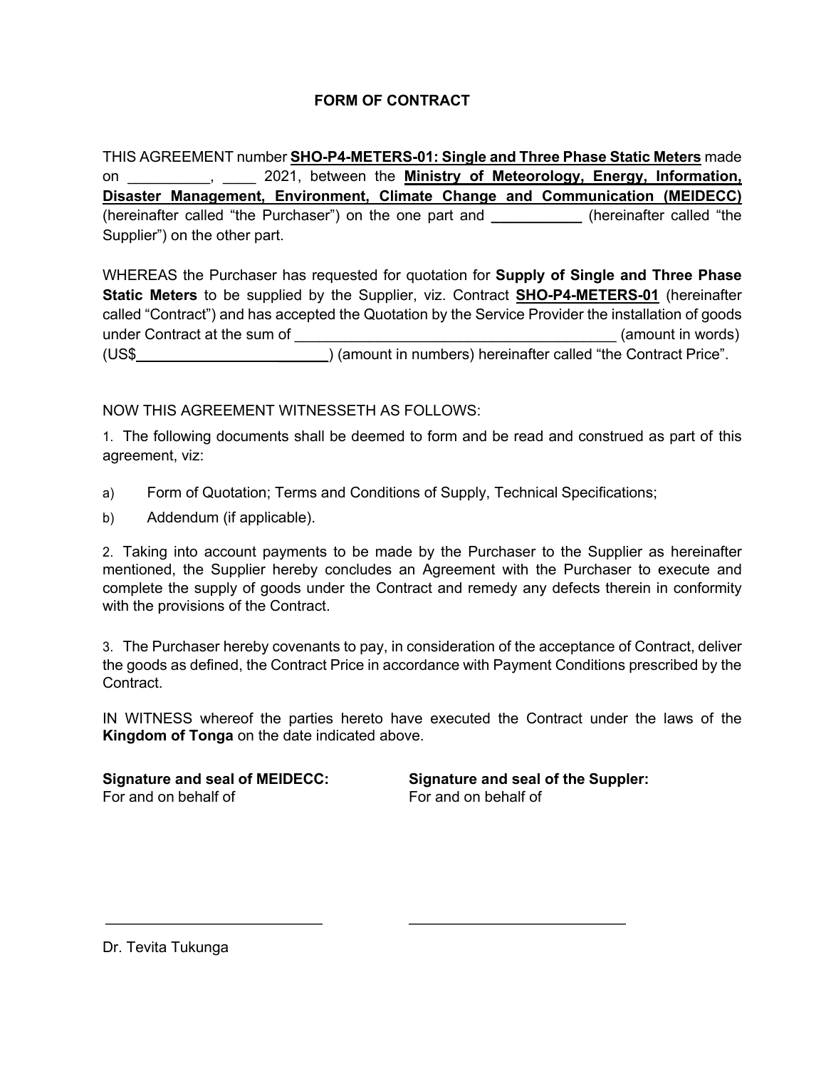# FORM OF CONTRACT

THIS AGREEMENT number **SHO-P4-METERS-01: Single and Three Phase Static Meters** made on __________, ____ 2021, between the **Ministry of Meteorology, Energy, Information, Disaster Management, Environment, Climate Change and Communication (MEIDECC)** (hereinafter called "the Purchaser") on the one part and ___________ (hereinafter called "the Supplier") on the other part.

WHEREAS the Purchaser has requested for quotation for **Supply of Single and Three Phase Static Meters** to be supplied by the Supplier, viz. Contract **SHO-P4-METERS-01** (hereinafter called "Contract") and has accepted the Quotation by the Service Provider the installation of goods under Contract at the sum of ________________________________________ (amount in words) (US$________________________) (amount in numbers) hereinafter called "the Contract Price".

NOW THIS AGREEMENT WITNESSETH AS FOLLOWS:

1. The following documents shall be deemed to form and be read and construed as part of this agreement, viz:

a) Form of Quotation; Terms and Conditions of Supply, Technical Specifications;

b) Addendum (if applicable).

2. Taking into account payments to be made by the Purchaser to the Supplier as hereinafter mentioned, the Supplier hereby concludes an Agreement with the Purchaser to execute and complete the supply of goods under the Contract and remedy any defects therein in conformity with the provisions of the Contract.

3. The Purchaser hereby covenants to pay, in consideration of the acceptance of Contract, deliver the goods as defined, the Contract Price in accordance with Payment Conditions prescribed by the Contract.

IN WITNESS whereof the parties hereto have executed the Contract under the laws of the **Kingdom of Tonga** on the date indicated above.

| **Signature and seal of MEIDECC:** | **Signature and seal of the Suppler:** |
| --- | --- |
| For and on behalf of | For and on behalf of |
| ___________________________ | ___________________________ |
| Dr. Tevita Tukunga | |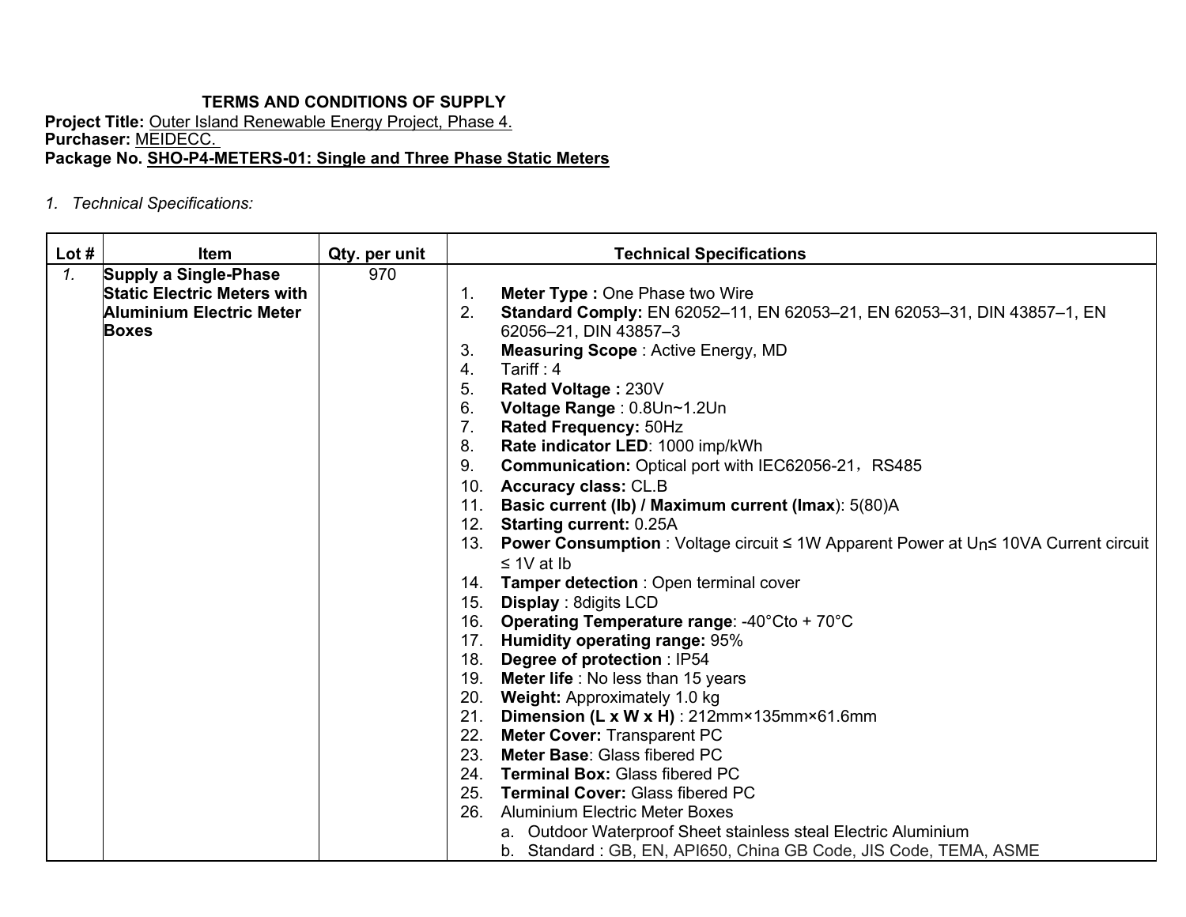**TERMS AND CONDITIONS OF SUPPLY**

**Project Title:** Outer Island Renewable Energy Project, Phase 4.
**Purchaser:** MEIDECC.
**Package No. SHO-P4-METERS-01: Single and Three Phase Static Meters**

*1. Technical Specifications:*

| Lot # | Item | Qty. per unit | Technical Specifications |
|---|---|---|---|
| *1.* | **Supply a Single-Phase Static Electric Meters with Aluminium Electric Meter Boxes** | 970 | 1. **Meter Type :** One Phase two Wire<br>2. **Standard Comply:** EN 62052–11, EN 62053–21, EN 62053–31, DIN 43857–1, EN 62056–21, DIN 43857–3<br>3. **Measuring Scope** : Active Energy, MD<br>4. Tariff : 4<br>5. **Rated Voltage :** 230V<br>6. **Voltage Range** : 0.8Un~1.2Un<br>7. **Rated Frequency:** 50Hz<br>8. **Rate indicator LED**: 1000 imp/kWh<br>9. **Communication:** Optical port with IEC62056-21，RS485<br>10. **Accuracy class:** CL.B<br>11. **Basic current (Ib) / Maximum current (Imax**): 5(80)A<br>12. **Starting current:** 0.25A<br>13. **Power Consumption** : Voltage circuit ≤ 1W Apparent Power at $U_n$≤ 10VA Current circuit ≤ 1V at Ib<br>14. **Tamper detection** : Open terminal cover<br>15. **Display** : 8digits LCD<br>16. **Operating Temperature range**: -40°Cto + 70°C<br>17. **Humidity operating range:** 95%<br>18. **Degree of protection** : IP54<br>19. **Meter life** : No less than 15 years<br>20. **Weight:** Approximately 1.0 kg<br>21. **Dimension (L x W x H)** : 212mm×135mm×61.6mm<br>22. **Meter Cover:** Transparent PC<br>23. **Meter Base**: Glass fibered PC<br>24. **Terminal Box:** Glass fibered PC<br>25. **Terminal Cover:** Glass fibered PC<br>26. Aluminium Electric Meter Boxes<br>a. Outdoor Waterproof Sheet stainless steal Electric Aluminium<br>b. Standard : GB, EN, API650, China GB Code, JIS Code, TEMA, ASME |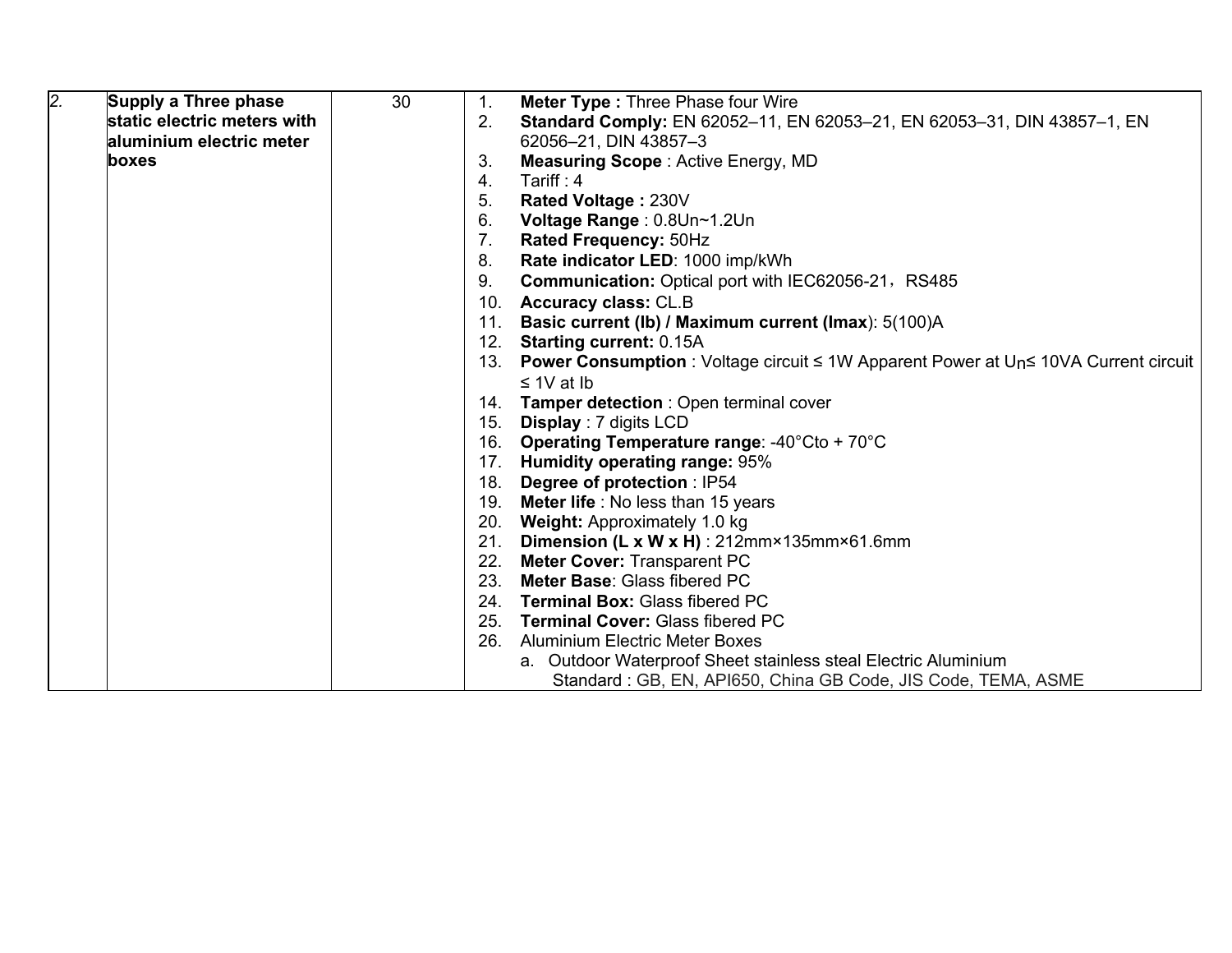| 2. | **Supply a Three phase static electric meters with aluminium electric meter boxes** | 30 | 1. **Meter Type :** Three Phase four Wire<br>2. **Standard Comply:** EN 62052–11, EN 62053–21, EN 62053–31, DIN 43857–1, EN 62056–21, DIN 43857–3<br>3. **Measuring Scope** : Active Energy, MD<br>4. Tariff : 4<br>5. **Rated Voltage :** 230V<br>6. **Voltage Range** : 0.8Un~1.2Un<br>7. **Rated Frequency:** 50Hz<br>8. **Rate indicator LED**: 1000 imp/kWh<br>9. **Communication:** Optical port with IEC62056-21，RS485<br>10. **Accuracy class:** CL.B<br>11. **Basic current (Ib) / Maximum current (Imax)**: 5(100)A<br>12. **Starting current:** 0.15A<br>13. **Power Consumption** : Voltage circuit ≤ 1W Apparent Power at $U_n$≤ 10VA Current circuit ≤ 1V at Ib<br>14. **Tamper detection** : Open terminal cover<br>15. **Display** : 7 digits LCD<br>16. **Operating Temperature range**: -40°Cto + 70°C<br>17. **Humidity operating range:** 95%<br>18. **Degree of protection** : IP54<br>19. **Meter life** : No less than 15 years<br>20. **Weight:** Approximately 1.0 kg<br>21. **Dimension (L x W x H)** : 212mm×135mm×61.6mm<br>22. **Meter Cover:** Transparent PC<br>23. **Meter Base**: Glass fibered PC<br>24. **Terminal Box:** Glass fibered PC<br>25. **Terminal Cover:** Glass fibered PC<br>26. Aluminium Electric Meter Boxes<br>a. Outdoor Waterproof Sheet stainless steal Electric Aluminium<br>Standard : GB, EN, API650, China GB Code, JIS Code, TEMA, ASME |
|---|---|---|---|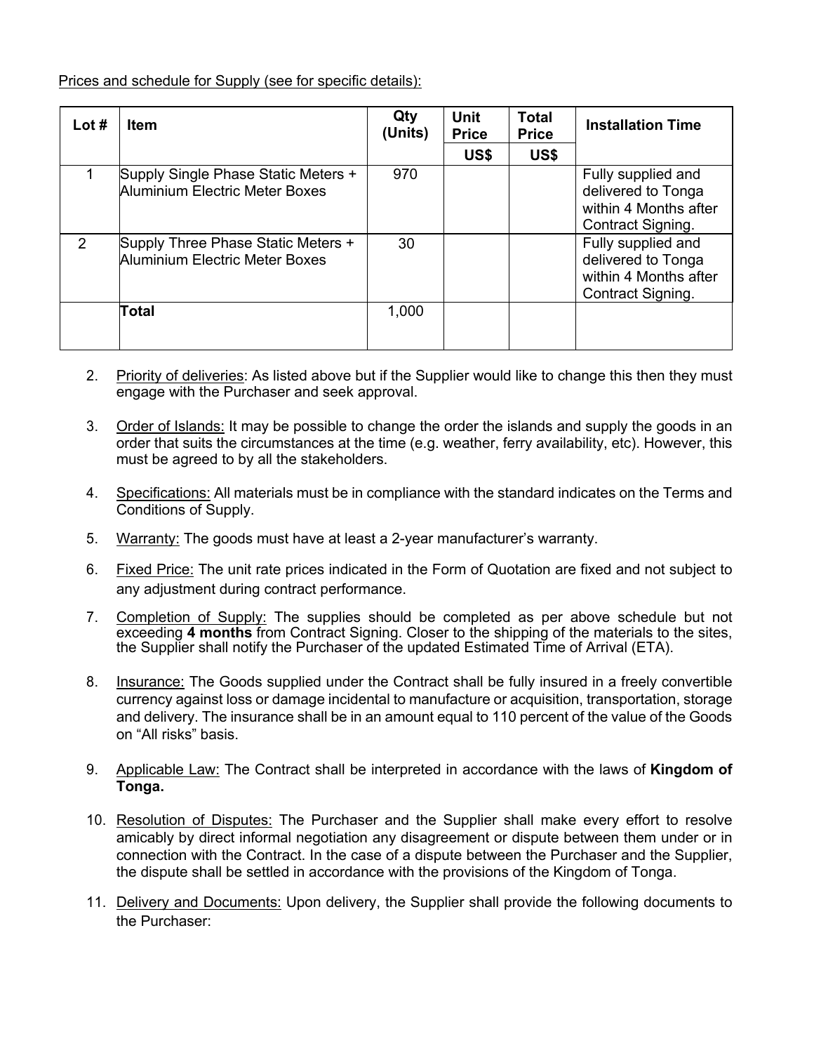Prices and schedule for Supply (see for specific details):

| Lot # | Item | Qty (Units) | Unit Price | Total Price | Installation Time |
|---|---|---|---|---|---|
| | | | US$ | US$ | |
| 1 | Supply Single Phase Static Meters + Aluminium Electric Meter Boxes | 970 | | | Fully supplied and delivered to Tonga within 4 Months after Contract Signing. |
| 2 | Supply Three Phase Static Meters + Aluminium Electric Meter Boxes | 30 | | | Fully supplied and delivered to Tonga within 4 Months after Contract Signing. |
| | **Total** | 1,000 | | | |

2. Priority of deliveries: As listed above but if the Supplier would like to change this then they must engage with the Purchaser and seek approval.

3. Order of Islands: It may be possible to change the order the islands and supply the goods in an order that suits the circumstances at the time (e.g. weather, ferry availability, etc). However, this must be agreed to by all the stakeholders.

4. Specifications: All materials must be in compliance with the standard indicates on the Terms and Conditions of Supply.

5. Warranty: The goods must have at least a 2-year manufacturer's warranty.

6. Fixed Price: The unit rate prices indicated in the Form of Quotation are fixed and not subject to any adjustment during contract performance.

7. Completion of Supply: The supplies should be completed as per above schedule but not exceeding **4 months** from Contract Signing. Closer to the shipping of the materials to the sites, the Supplier shall notify the Purchaser of the updated Estimated Time of Arrival (ETA).

8. Insurance: The Goods supplied under the Contract shall be fully insured in a freely convertible currency against loss or damage incidental to manufacture or acquisition, transportation, storage and delivery. The insurance shall be in an amount equal to 110 percent of the value of the Goods on "All risks" basis.

9. Applicable Law: The Contract shall be interpreted in accordance with the laws of **Kingdom of Tonga.**

10. Resolution of Disputes: The Purchaser and the Supplier shall make every effort to resolve amicably by direct informal negotiation any disagreement or dispute between them under or in connection with the Contract. In the case of a dispute between the Purchaser and the Supplier, the dispute shall be settled in accordance with the provisions of the Kingdom of Tonga.

11. Delivery and Documents: Upon delivery, the Supplier shall provide the following documents to the Purchaser: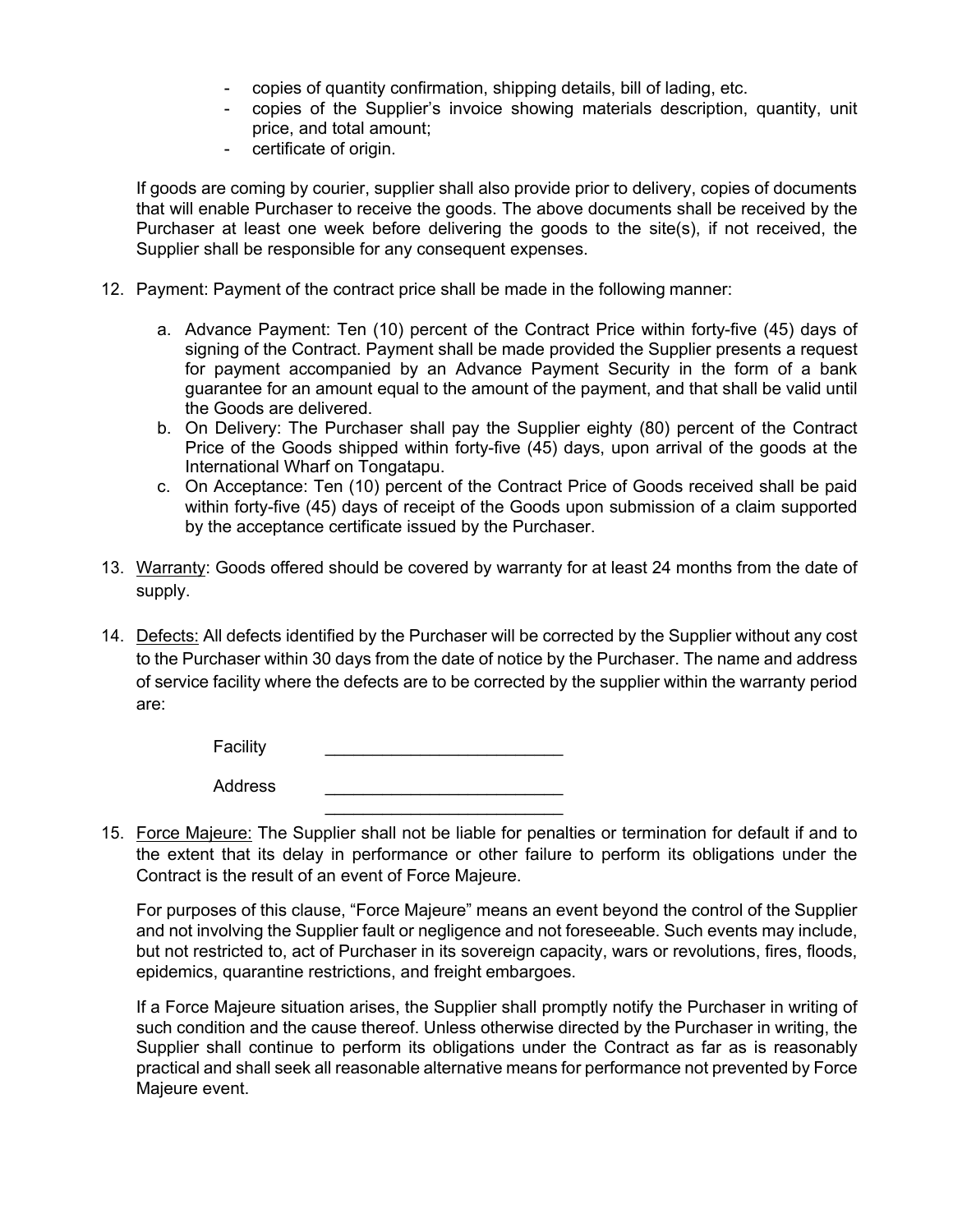- copies of quantity confirmation, shipping details, bill of lading, etc.
- copies of the Supplier's invoice showing materials description, quantity, unit price, and total amount;
- certificate of origin.

If goods are coming by courier, supplier shall also provide prior to delivery, copies of documents that will enable Purchaser to receive the goods. The above documents shall be received by the Purchaser at least one week before delivering the goods to the site(s), if not received, the Supplier shall be responsible for any consequent expenses.

12. Payment: Payment of the contract price shall be made in the following manner:

    a. Advance Payment: Ten (10) percent of the Contract Price within forty-five (45) days of signing of the Contract. Payment shall be made provided the Supplier presents a request for payment accompanied by an Advance Payment Security in the form of a bank guarantee for an amount equal to the amount of the payment, and that shall be valid until the Goods are delivered.
    b. On Delivery: The Purchaser shall pay the Supplier eighty (80) percent of the Contract Price of the Goods shipped within forty-five (45) days, upon arrival of the goods at the International Wharf on Tongatapu.
    c. On Acceptance: Ten (10) percent of the Contract Price of Goods received shall be paid within forty-five (45) days of receipt of the Goods upon submission of a claim supported by the acceptance certificate issued by the Purchaser.

13. Warranty: Goods offered should be covered by warranty for at least 24 months from the date of supply.

14. Defects: All defects identified by the Purchaser will be corrected by the Supplier without any cost to the Purchaser within 30 days from the date of notice by the Purchaser. The name and address of service facility where the defects are to be corrected by the supplier within the warranty period are:

    Facility \_\_\_\_\_\_\_\_\_\_\_\_\_\_\_\_\_\_\_\_\_\_\_\_\_

    Address \_\_\_\_\_\_\_\_\_\_\_\_\_\_\_\_\_\_\_\_\_\_\_\_\_

    \_\_\_\_\_\_\_\_\_\_\_\_\_\_\_\_\_\_\_\_\_\_\_\_\_

15. Force Majeure: The Supplier shall not be liable for penalties or termination for default if and to the extent that its delay in performance or other failure to perform its obligations under the Contract is the result of an event of Force Majeure.

    For purposes of this clause, "Force Majeure" means an event beyond the control of the Supplier and not involving the Supplier fault or negligence and not foreseeable. Such events may include, but not restricted to, act of Purchaser in its sovereign capacity, wars or revolutions, fires, floods, epidemics, quarantine restrictions, and freight embargoes.

    If a Force Majeure situation arises, the Supplier shall promptly notify the Purchaser in writing of such condition and the cause thereof. Unless otherwise directed by the Purchaser in writing, the Supplier shall continue to perform its obligations under the Contract as far as is reasonably practical and shall seek all reasonable alternative means for performance not prevented by Force Majeure event.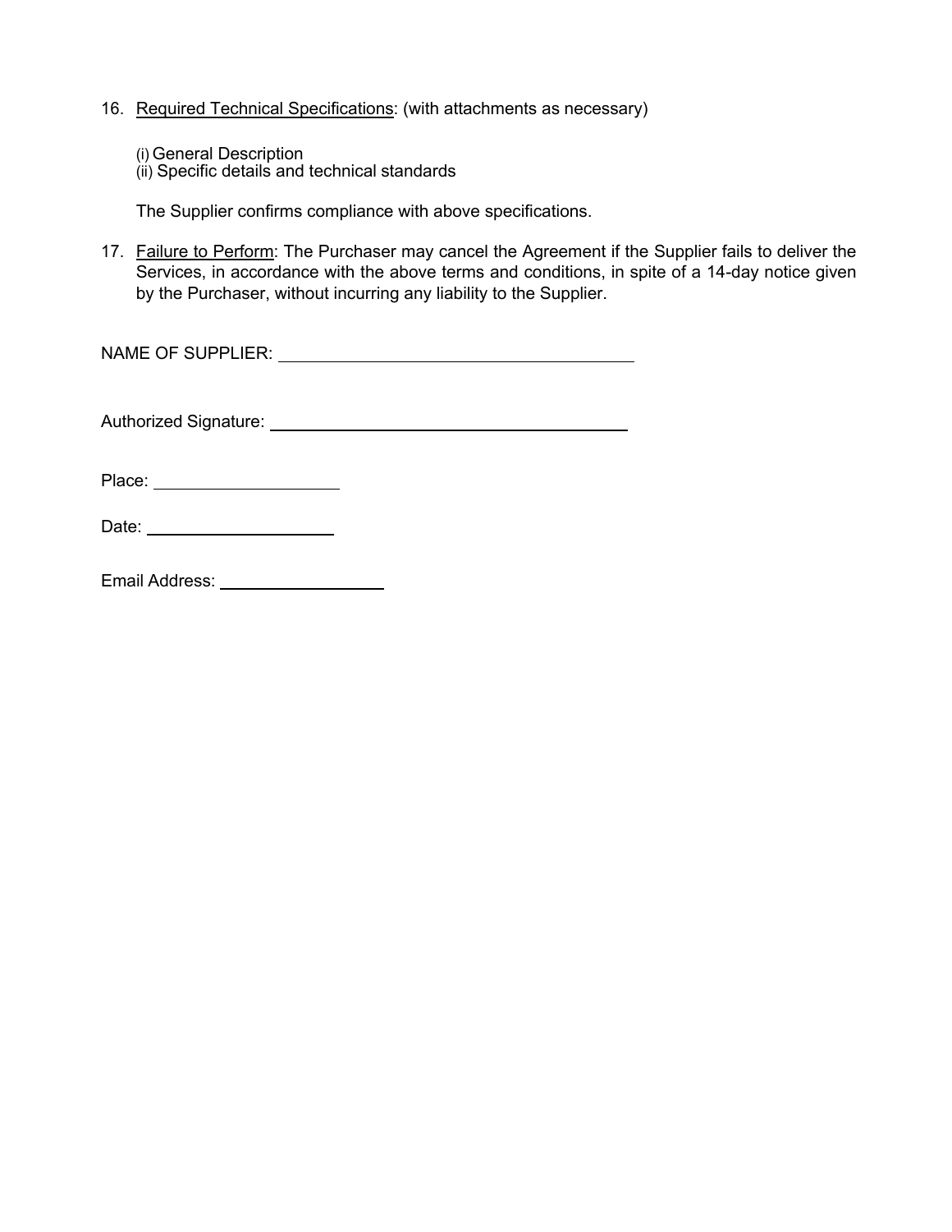16. Required Technical Specifications: (with attachments as necessary)

    (i) General Description
    (ii) Specific details and technical standards

    The Supplier confirms compliance with above specifications.

17. Failure to Perform: The Purchaser may cancel the Agreement if the Supplier fails to deliver the Services, in accordance with the above terms and conditions, in spite of a 14-day notice given by the Purchaser, without incurring any liability to the Supplier.

NAME OF SUPPLIER: ______________________________________

Authorized Signature: ______________________________________

Place: ____________________

Date: ____________________

Email Address: ________________